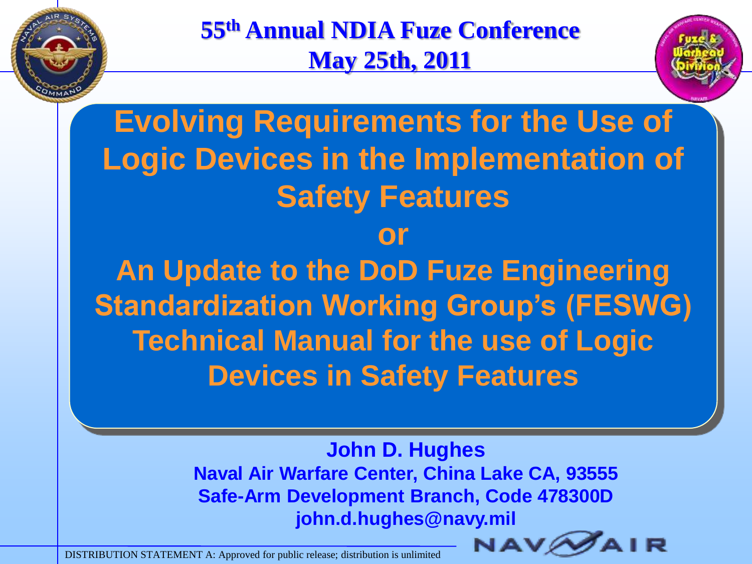**55th Annual NDIA Fuze Conference**
**May 25th, 2011**

# Evolving Requirements for the Use of Logic Devices in the Implementation of Safety Features

# or

# An Update to the DoD Fuze Engineering Standardization Working Group's (FESWG) Technical Manual for the use of Logic Devices in Safety Features

**John D. Hughes**
**Naval Air Warfare Center, China Lake CA, 93555**
**Safe-Arm Development Branch, Code 478300D**
**john.d.hughes@navy.mil**

DISTRIBUTION STATEMENT A: Approved for public release; distribution is unlimited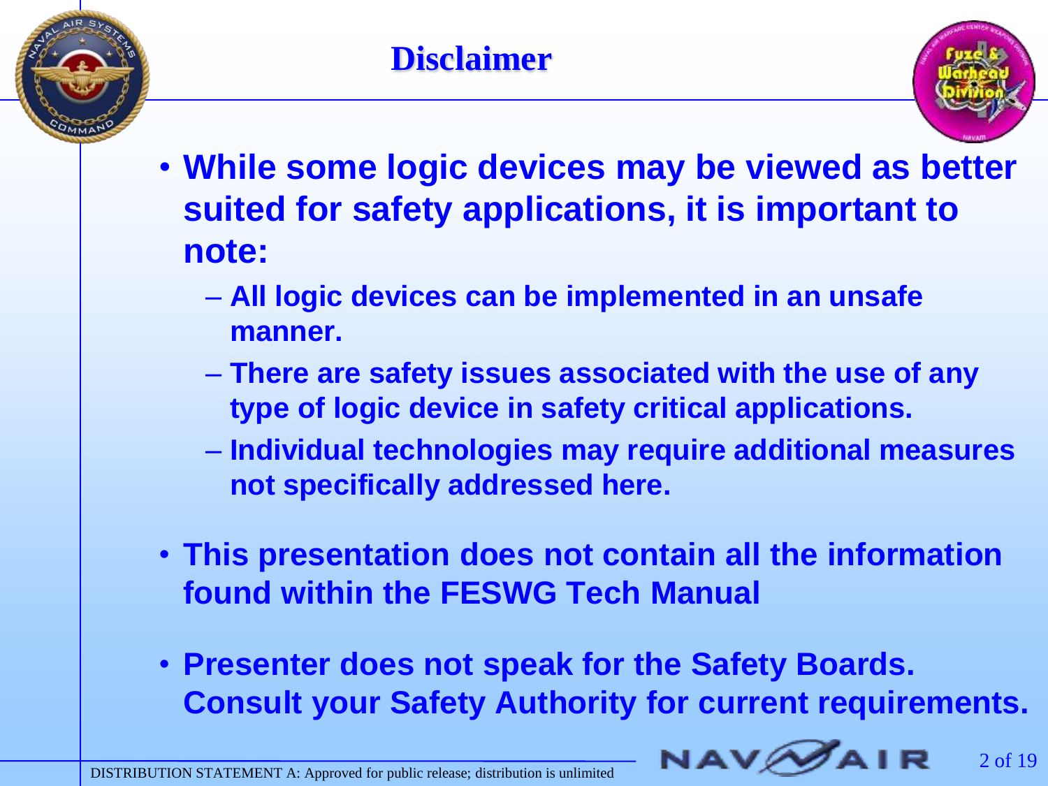# Disclaimer

- **While some logic devices may be viewed as better suited for safety applications, it is important to note:**
  - **All logic devices can be implemented in an unsafe manner.**
  - **There are safety issues associated with the use of any type of logic device in safety critical applications.**
  - **Individual technologies may require additional measures not specifically addressed here.**
- **This presentation does not contain all the information found within the FESWG Tech Manual**
- **Presenter does not speak for the Safety Boards. Consult your Safety Authority for current requirements.**

DISTRIBUTION STATEMENT A: Approved for public release; distribution is unlimited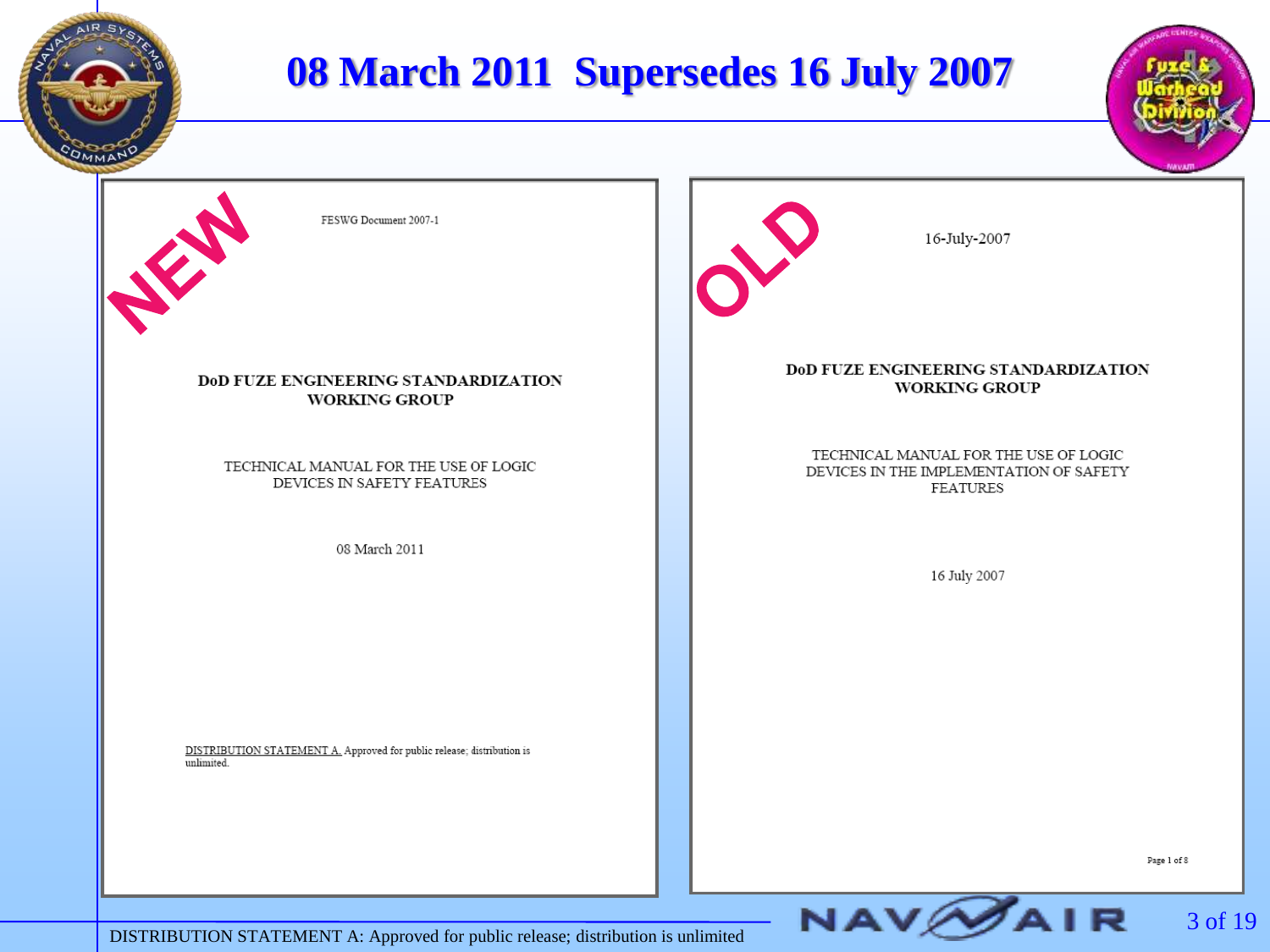# 08 March 2011 Supersedes 16 July 2007

**NEW**

FESWG Document 2007-1

**DoD FUZE ENGINEERING STANDARDIZATION WORKING GROUP**

TECHNICAL MANUAL FOR THE USE OF LOGIC DEVICES IN SAFETY FEATURES

08 March 2011

DISTRIBUTION STATEMENT A. Approved for public release; distribution is unlimited.

**OLD**

16-July-2007

**DoD FUZE ENGINEERING STANDARDIZATION WORKING GROUP**

TECHNICAL MANUAL FOR THE USE OF LOGIC DEVICES IN THE IMPLEMENTATION OF SAFETY FEATURES

16 July 2007

Page 1 of 8

DISTRIBUTION STATEMENT A: Approved for public release; distribution is unlimited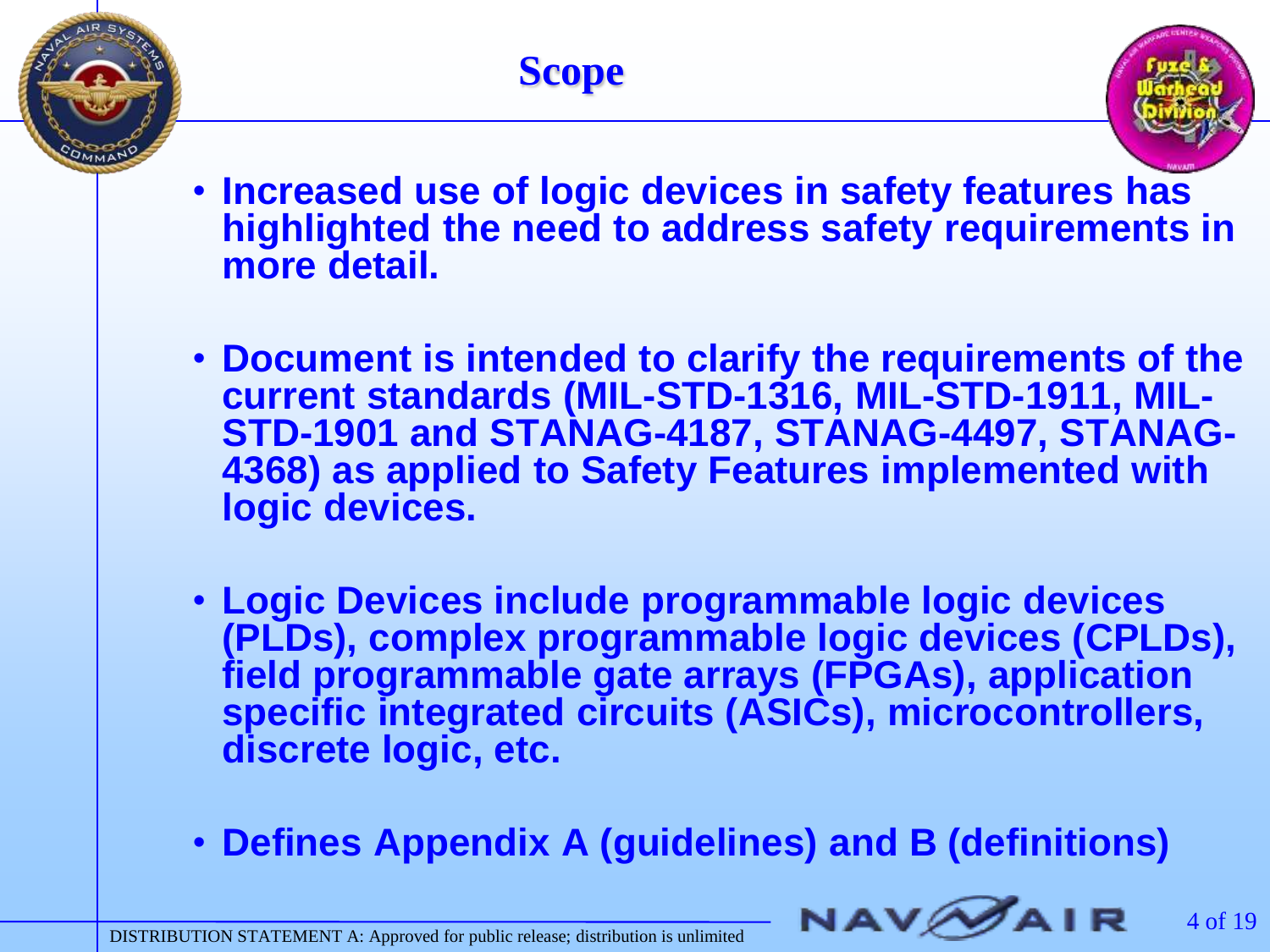# Scope

- Increased use of logic devices in safety features has highlighted the need to address safety requirements in more detail.
- Document is intended to clarify the requirements of the current standards (MIL-STD-1316, MIL-STD-1911, MIL-STD-1901 and STANAG-4187, STANAG-4497, STANAG-4368) as applied to Safety Features implemented with logic devices.
- Logic Devices include programmable logic devices (PLDs), complex programmable logic devices (CPLDs), field programmable gate arrays (FPGAs), application specific integrated circuits (ASICs), microcontrollers, discrete logic, etc.
- Defines Appendix A (guidelines) and B (definitions)

DISTRIBUTION STATEMENT A: Approved for public release; distribution is unlimited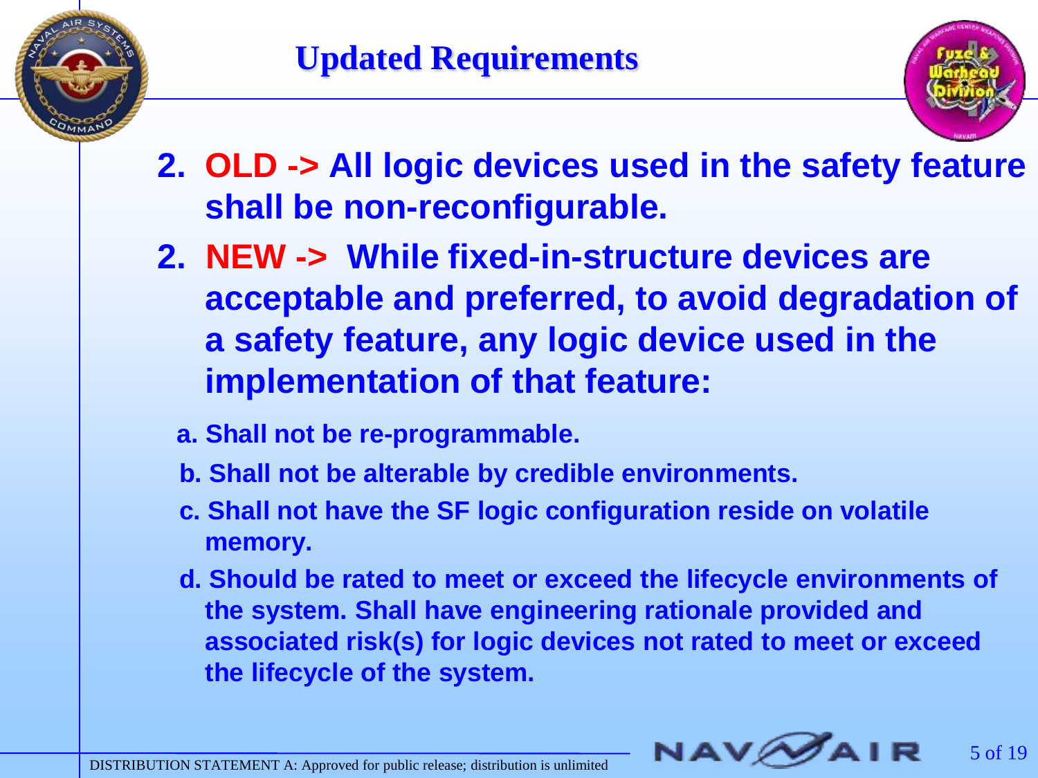# Updated Requirements

2. **OLD -> All logic devices used in the safety feature shall be non-reconfigurable.**

2. **NEW -> While fixed-in-structure devices are acceptable and preferred, to avoid degradation of a safety feature, any logic device used in the implementation of that feature:**

   a. **Shall not be re-programmable.**

   b. **Shall not be alterable by credible environments.**

   c. **Shall not have the SF logic configuration reside on volatile memory.**

   d. **Should be rated to meet or exceed the lifecycle environments of the system. Shall have engineering rationale provided and associated risk(s) for logic devices not rated to meet or exceed the lifecycle of the system.**

DISTRIBUTION STATEMENT A: Approved for public release; distribution is unlimited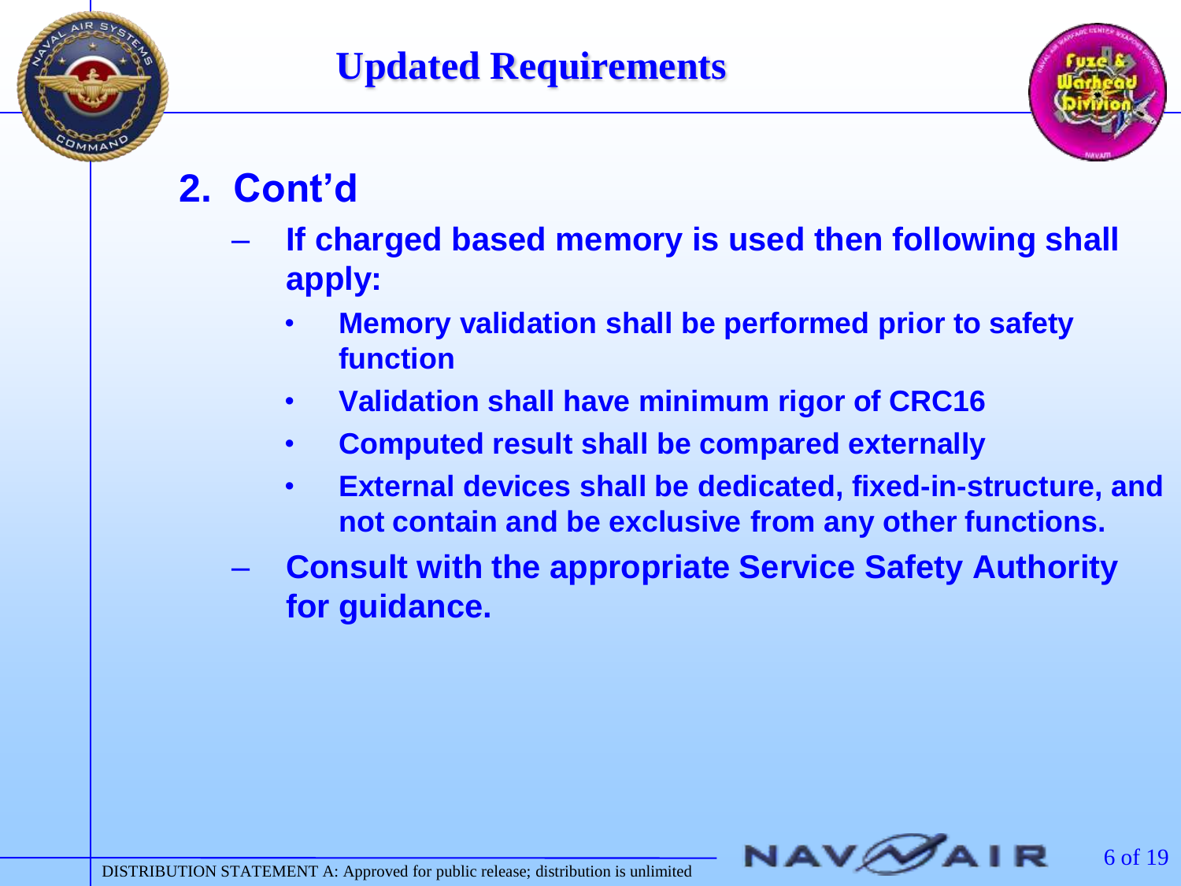# Updated Requirements

## 2. Cont'd

- If charged based memory is used then following shall apply:
  - Memory validation shall be performed prior to safety function
  - Validation shall have minimum rigor of CRC16
  - Computed result shall be compared externally
  - External devices shall be dedicated, fixed-in-structure, and not contain and be exclusive from any other functions.
- Consult with the appropriate Service Safety Authority for guidance.

DISTRIBUTION STATEMENT A: Approved for public release; distribution is unlimited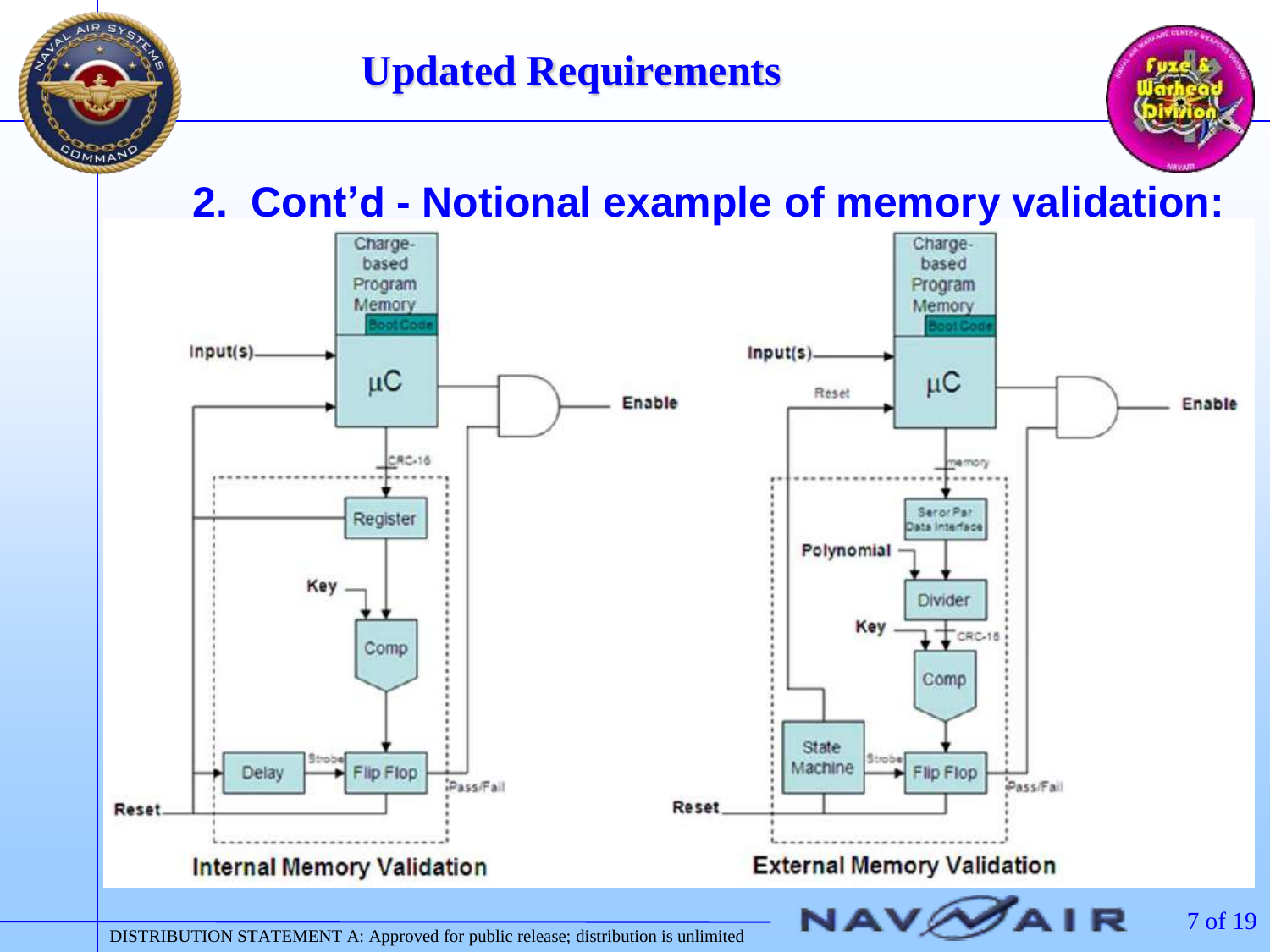# Updated Requirements

## 2. Cont'd - Notional example of memory validation:

**Internal Memory Validation**

Charge-based Program Memory, Boot Code, Input(s), µC, CRC-16, Register, Key, Comp, Delay, Strobe, Flip Flop, Pass/Fail, Reset, Enable

**External Memory Validation**

Charge-based Program Memory, Boot Code, Input(s), Reset, µC, memory, Ser or Par Data Interface, Polynomial, Divider, Key, CRC-16, Comp, State Machine, Strobe, Flip Flop, Pass/Fail, Reset, Enable

DISTRIBUTION STATEMENT A: Approved for public release; distribution is unlimited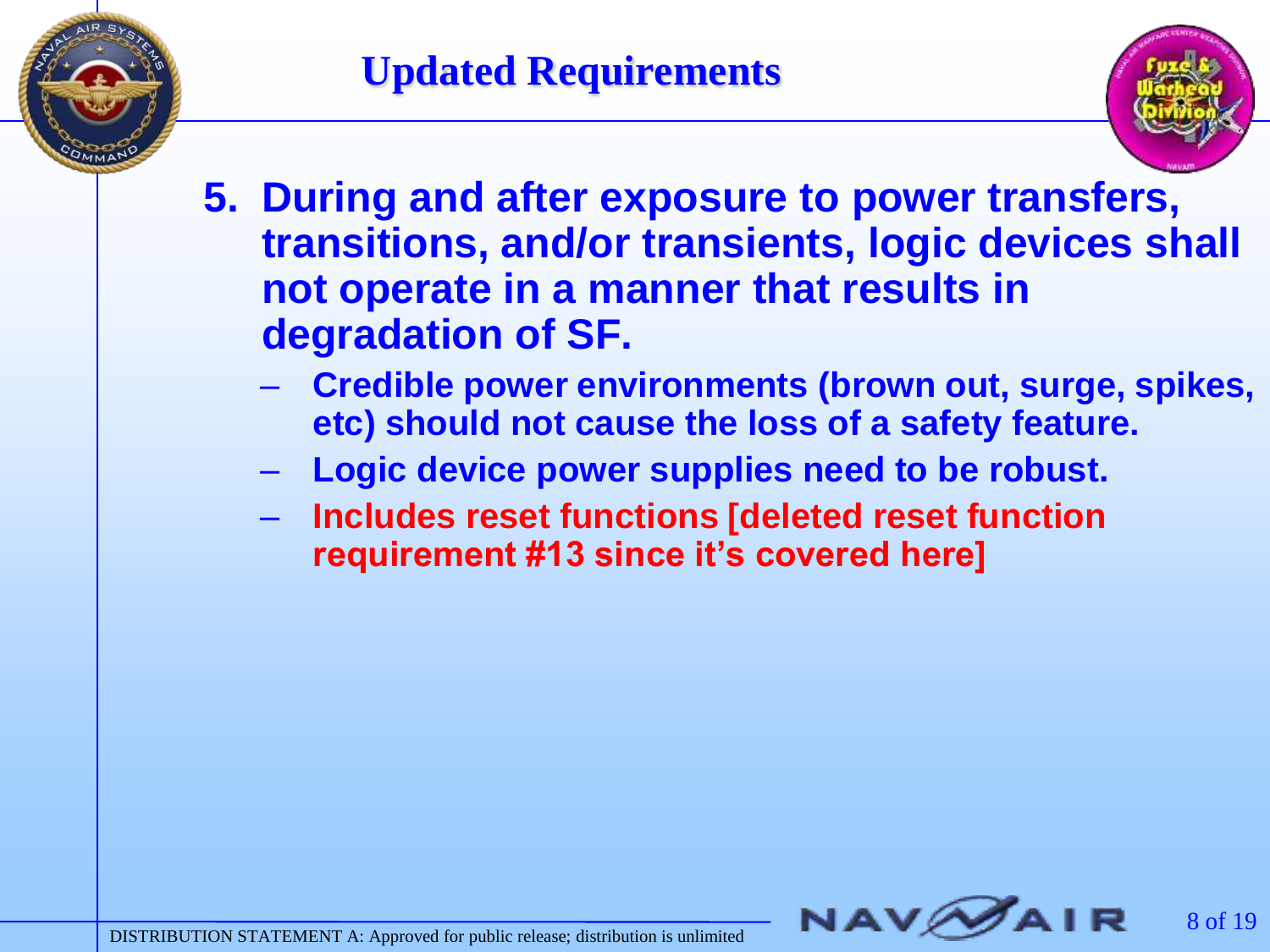# Updated Requirements

5. **During and after exposure to power transfers, transitions, and/or transients, logic devices shall not operate in a manner that results in degradation of SF.**
   - **Credible power environments (brown out, surge, spikes, etc) should not cause the loss of a safety feature.**
   - **Logic device power supplies need to be robust.**
   - **Includes reset functions [deleted reset function requirement #13 since it's covered here]**

DISTRIBUTION STATEMENT A: Approved for public release; distribution is unlimited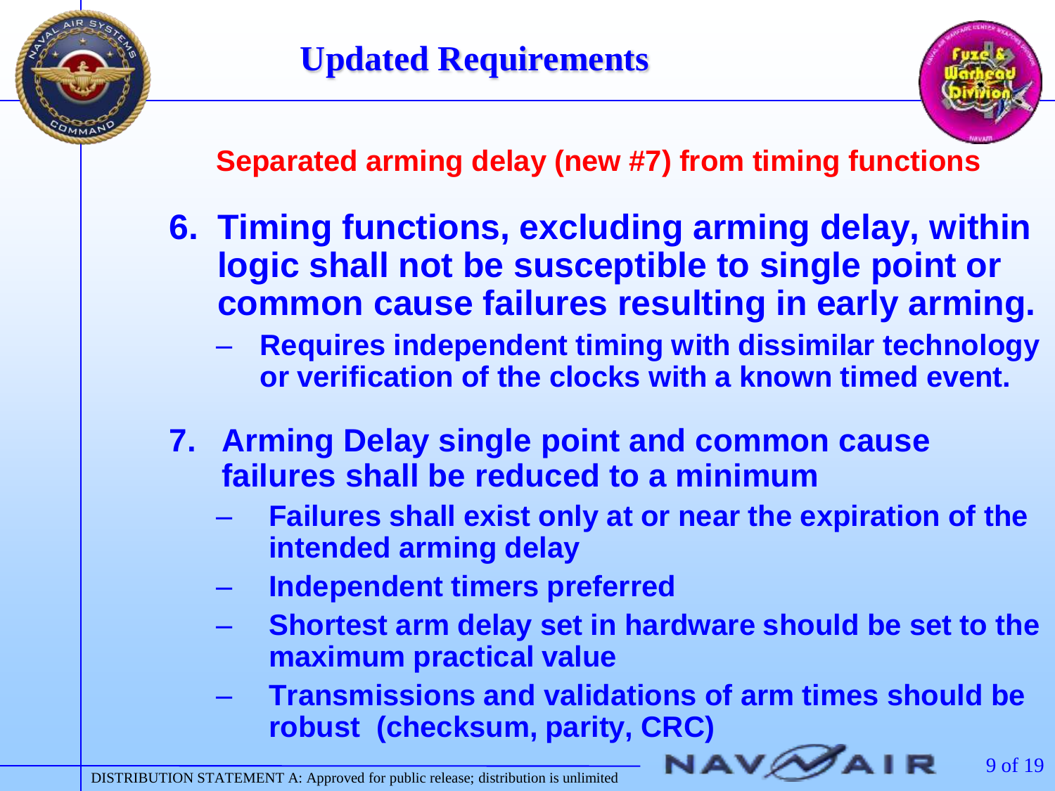# Updated Requirements

**Separated arming delay (new #7) from timing functions**

6. **Timing functions, excluding arming delay, within logic shall not be susceptible to single point or common cause failures resulting in early arming.**
   - **Requires independent timing with dissimilar technology or verification of the clocks with a known timed event.**

7. **Arming Delay single point and common cause failures shall be reduced to a minimum**
   - **Failures shall exist only at or near the expiration of the intended arming delay**
   - **Independent timers preferred**
   - **Shortest arm delay set in hardware should be set to the maximum practical value**
   - **Transmissions and validations of arm times should be robust (checksum, parity, CRC)**

DISTRIBUTION STATEMENT A: Approved for public release; distribution is unlimited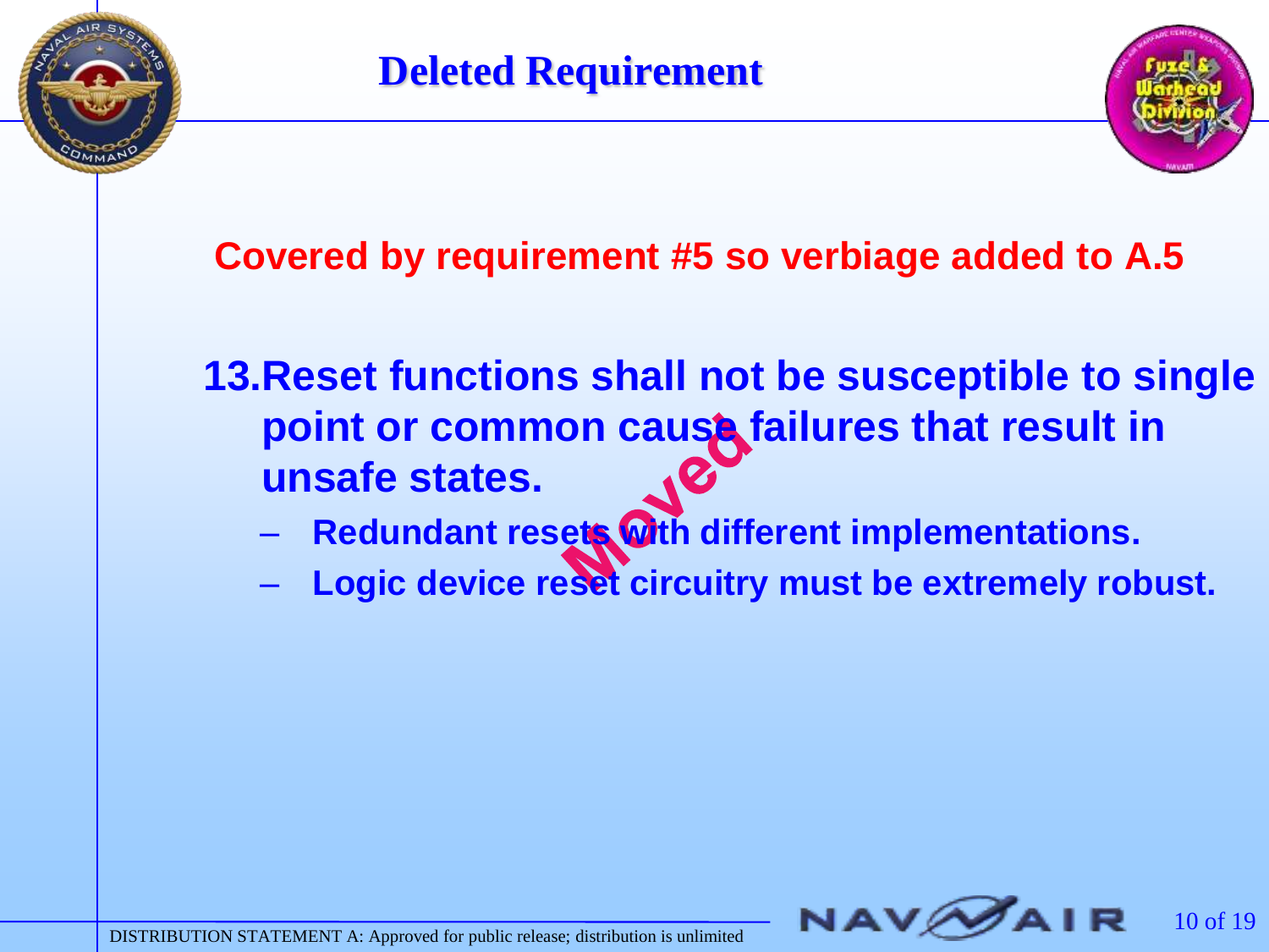# Deleted Requirement

**Covered by requirement #5 so verbiage added to A.5**

**13. Reset functions shall not be susceptible to single point or common cause failures that result in unsafe states.**

- **Redundant resets with different implementations.**
- **Logic device reset circuitry must be extremely robust.**

Moved

DISTRIBUTION STATEMENT A: Approved for public release; distribution is unlimited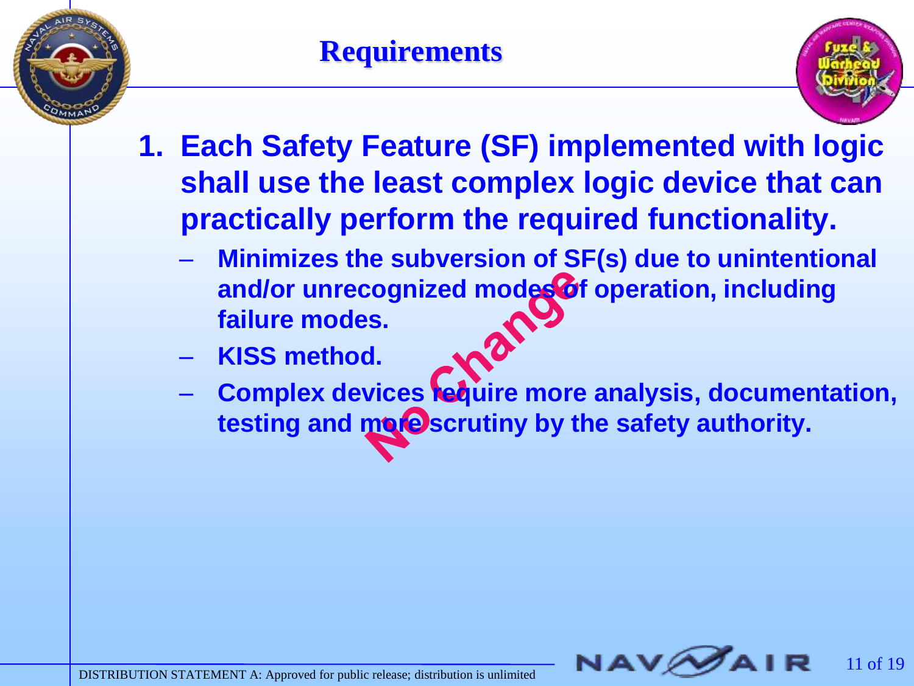# Requirements

1. **Each Safety Feature (SF) implemented with logic shall use the least complex logic device that can practically perform the required functionality.**
   - **Minimizes the subversion of SF(s) due to unintentional and/or unrecognized modes of operation, including failure modes.**
   - **KISS method.**
   - **Complex devices require more analysis, documentation, testing and more scrutiny by the safety authority.**

No Change

DISTRIBUTION STATEMENT A: Approved for public release; distribution is unlimited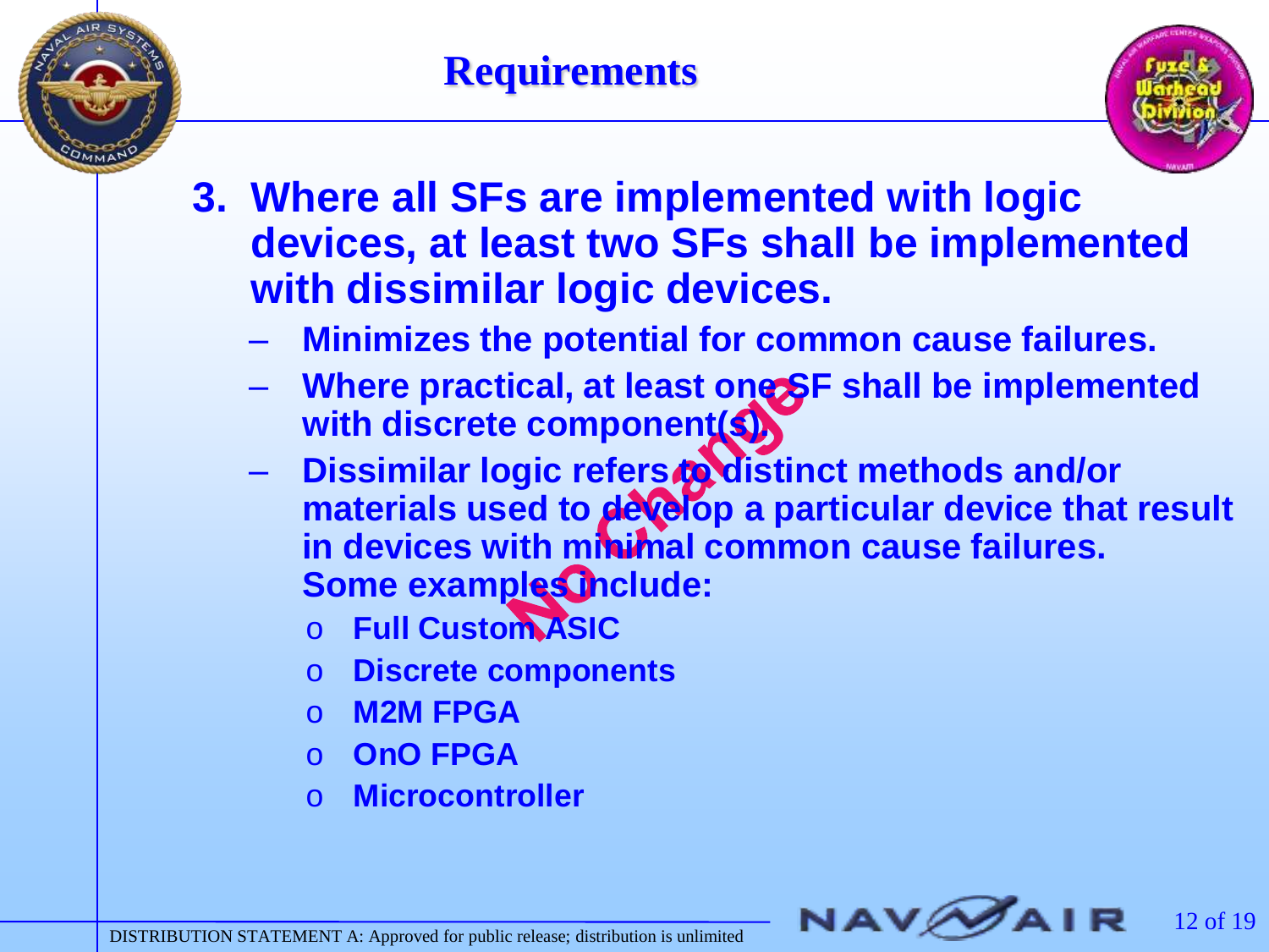# Requirements

3. **Where all SFs are implemented with logic devices, at least two SFs shall be implemented with dissimilar logic devices.**
   - **Minimizes the potential for common cause failures.**
   - **Where practical, at least one SF shall be implemented with discrete component(s).**
   - **Dissimilar logic refers to distinct methods and/or materials used to develop a particular device that result in devices with minimal common cause failures. Some examples include:**
     - **Full Custom ASIC**
     - **Discrete components**
     - **M2M FPGA**
     - **OnO FPGA**
     - **Microcontroller**

No Change

DISTRIBUTION STATEMENT A: Approved for public release; distribution is unlimited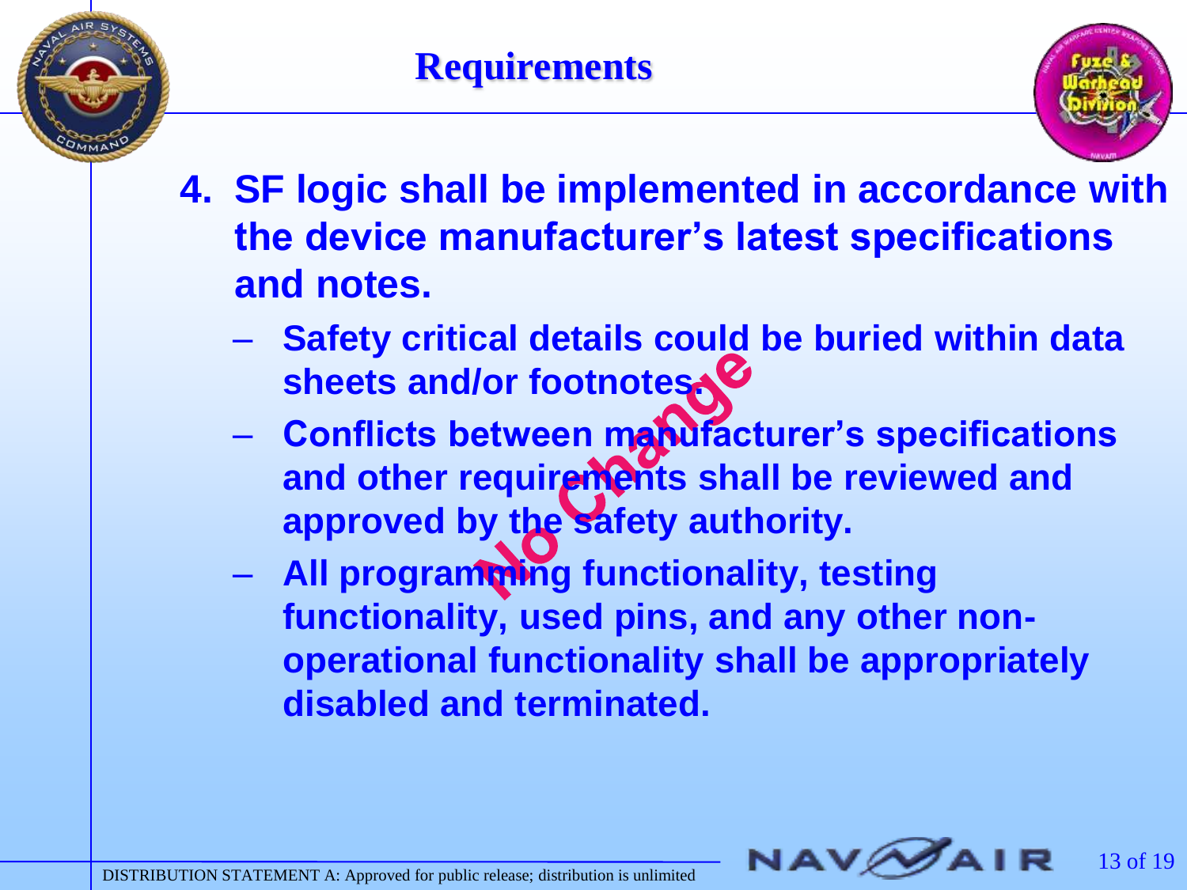# Requirements

4. **SF logic shall be implemented in accordance with the device manufacturer's latest specifications and notes.**
   - **Safety critical details could be buried within data sheets and/or footnotes.**
   - **Conflicts between manufacturer's specifications and other requirements shall be reviewed and approved by the safety authority.**
   - **All programming functionality, testing functionality, used pins, and any other non-operational functionality shall be appropriately disabled and terminated.**

No Change

DISTRIBUTION STATEMENT A: Approved for public release; distribution is unlimited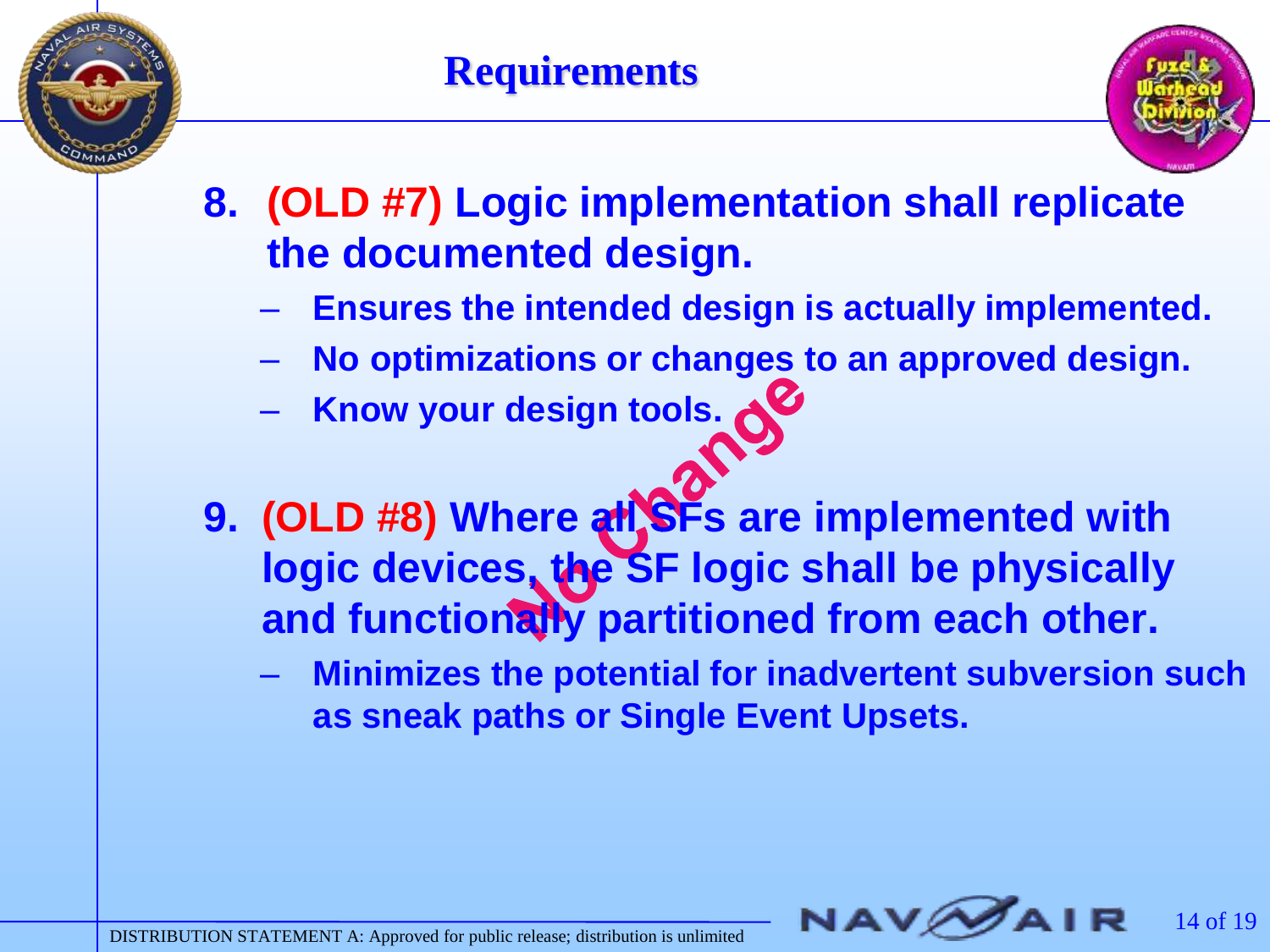# Requirements

8. **(OLD #7) Logic implementation shall replicate the documented design.**
   - Ensures the intended design is actually implemented.
   - No optimizations or changes to an approved design.
   - Know your design tools.

9. **(OLD #8) Where all SFs are implemented with logic devices, the SF logic shall be physically and functionally partitioned from each other.**
   - Minimizes the potential for inadvertent subversion such as sneak paths or Single Event Upsets.

No Change

DISTRIBUTION STATEMENT A: Approved for public release; distribution is unlimited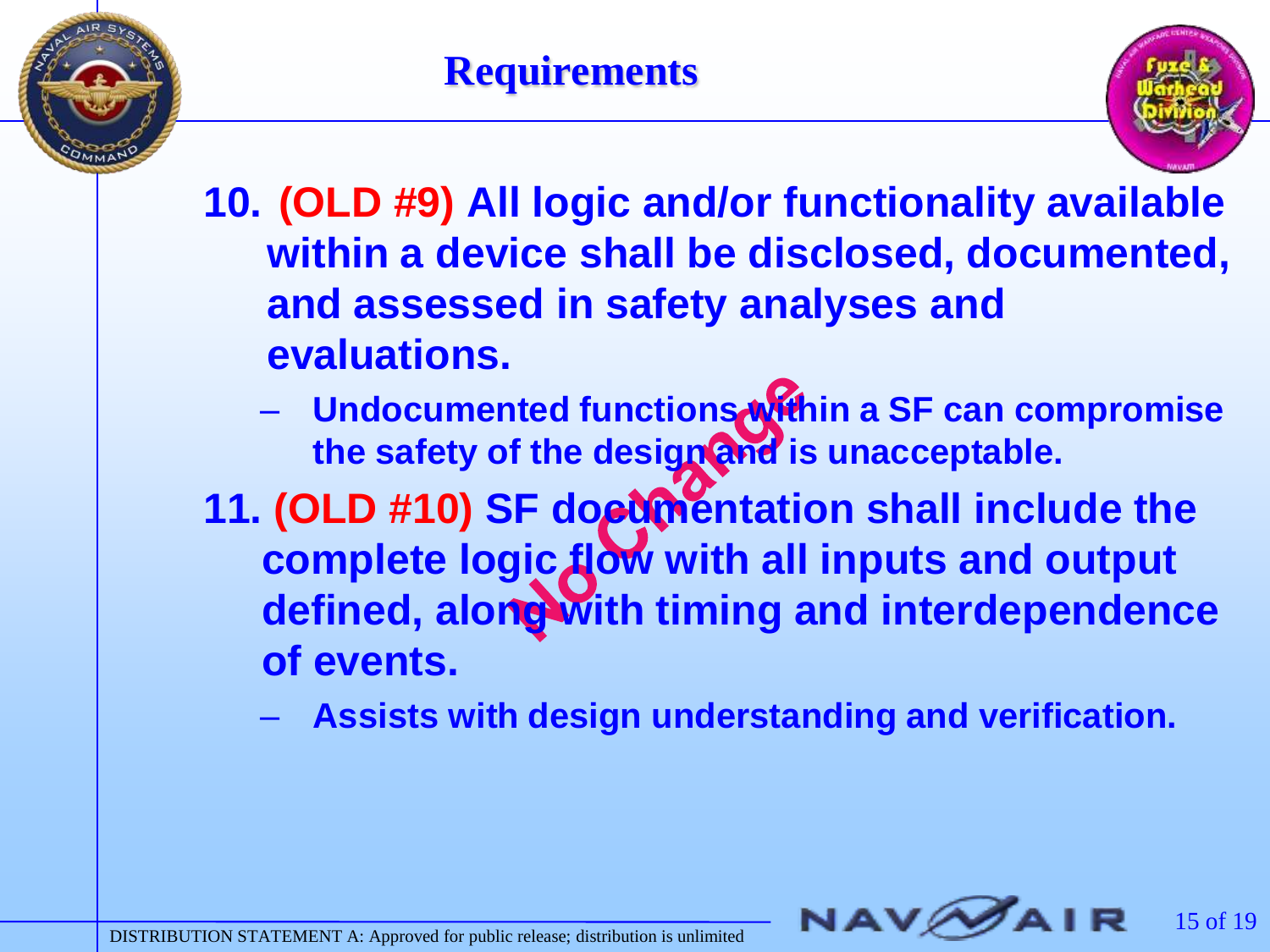# Requirements

10. **(OLD #9) All logic and/or functionality available within a device shall be disclosed, documented, and assessed in safety analyses and evaluations.**
    - Undocumented functions within a SF can compromise the safety of the design and is unacceptable.

11. **(OLD #10) SF documentation shall include the complete logic flow with all inputs and output defined, along with timing and interdependence of events.**
    - Assists with design understanding and verification.

No Change

DISTRIBUTION STATEMENT A: Approved for public release; distribution is unlimited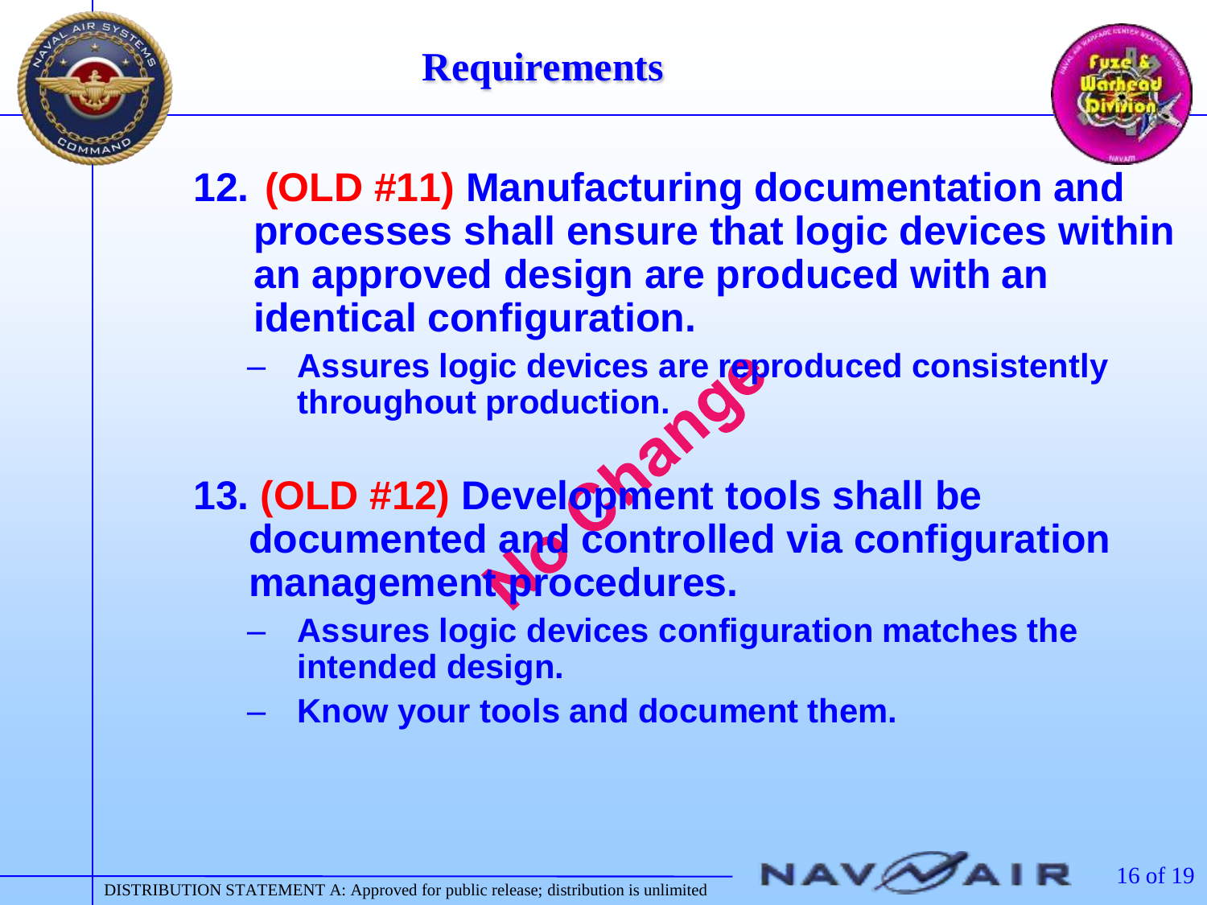# Requirements

12. **(OLD #11) Manufacturing documentation and processes shall ensure that logic devices within an approved design are produced with an identical configuration.**
    - **Assures logic devices are reproduced consistently throughout production.**

13. **(OLD #12) Development tools shall be documented and controlled via configuration management procedures.**
    - **Assures logic devices configuration matches the intended design.**
    - **Know your tools and document them.**

**No Change**

DISTRIBUTION STATEMENT A: Approved for public release; distribution is unlimited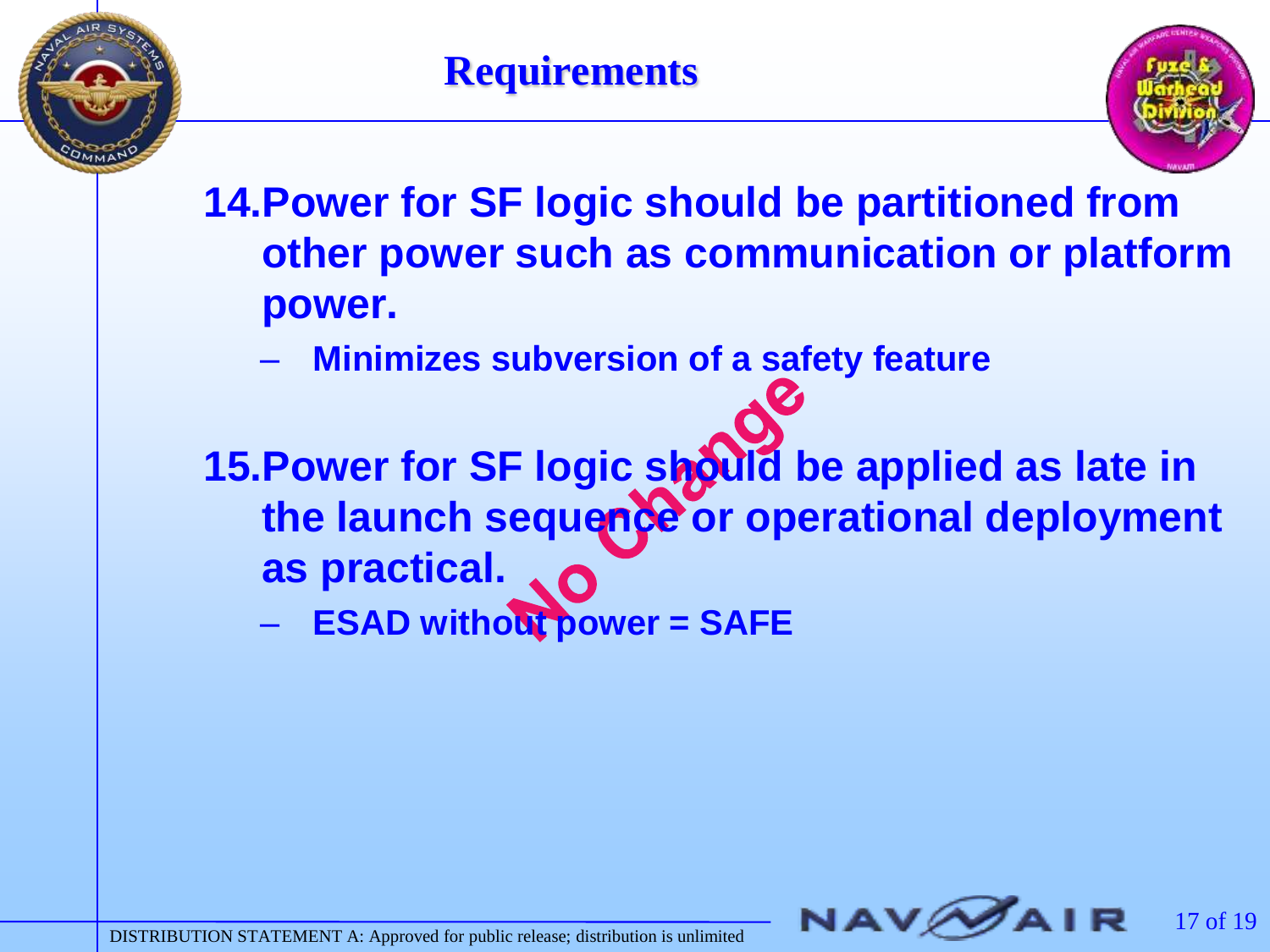# Requirements

14. **Power for SF logic should be partitioned from other power such as communication or platform power.**
    - **Minimizes subversion of a safety feature**

15. **Power for SF logic should be applied as late in the launch sequence or operational deployment as practical.**
    - **ESAD without power = SAFE**

No Change

DISTRIBUTION STATEMENT A: Approved for public release; distribution is unlimited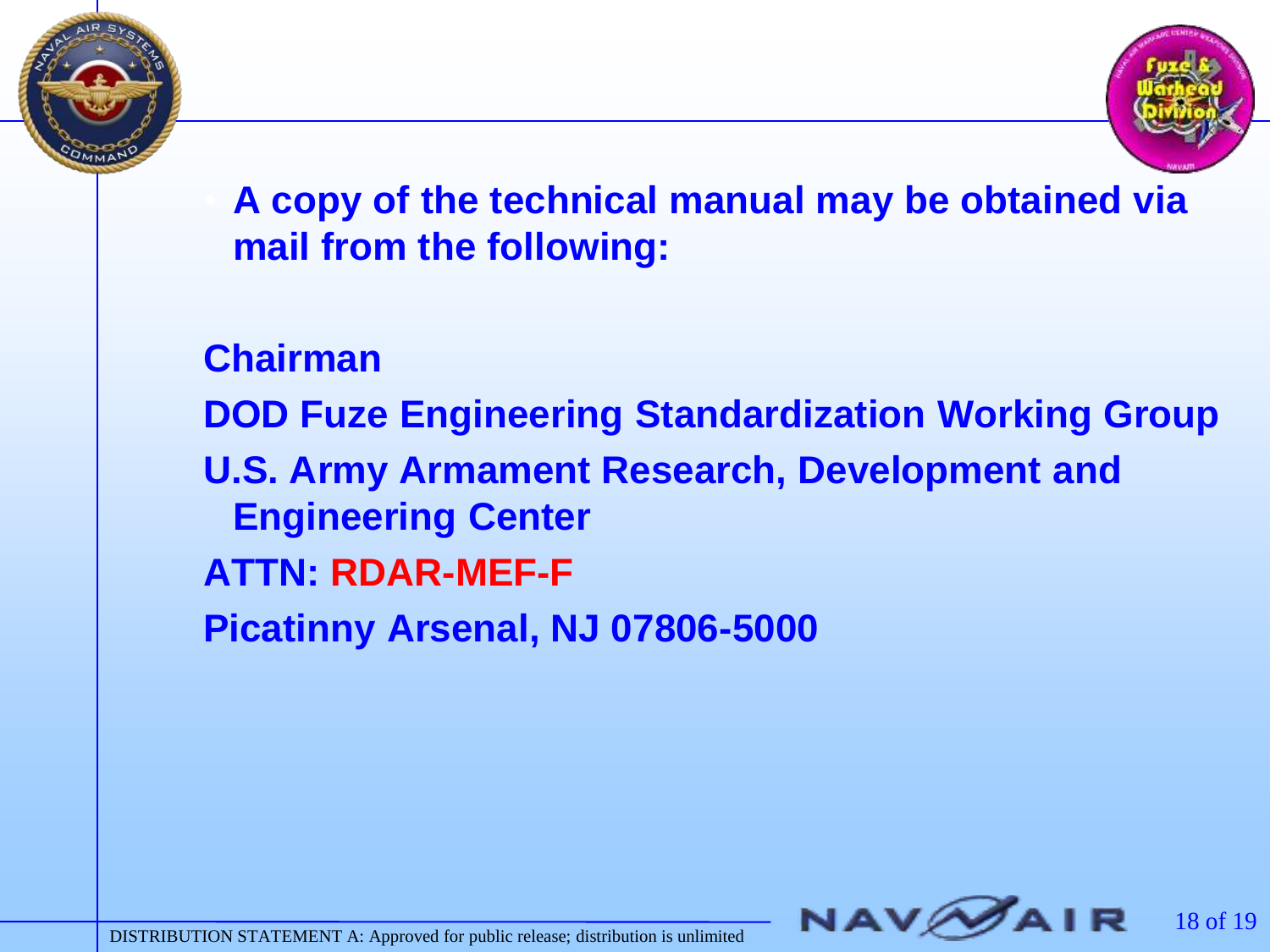- **A copy of the technical manual may be obtained via mail from the following:**

**Chairman**

**DOD Fuze Engineering Standardization Working Group**

**U.S. Army Armament Research, Development and Engineering Center**

**ATTN: RDAR-MEF-F**

**Picatinny Arsenal, NJ 07806-5000**

DISTRIBUTION STATEMENT A: Approved for public release; distribution is unlimited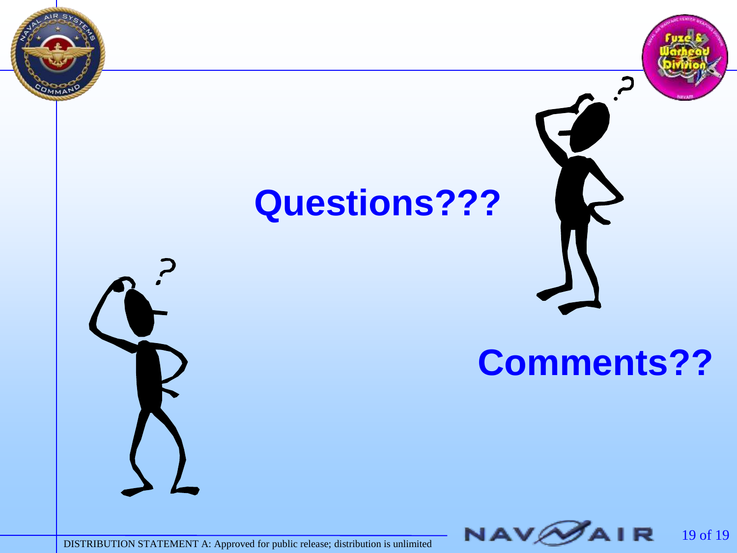# Questions???

# Comments??

DISTRIBUTION STATEMENT A: Approved for public release; distribution is unlimited